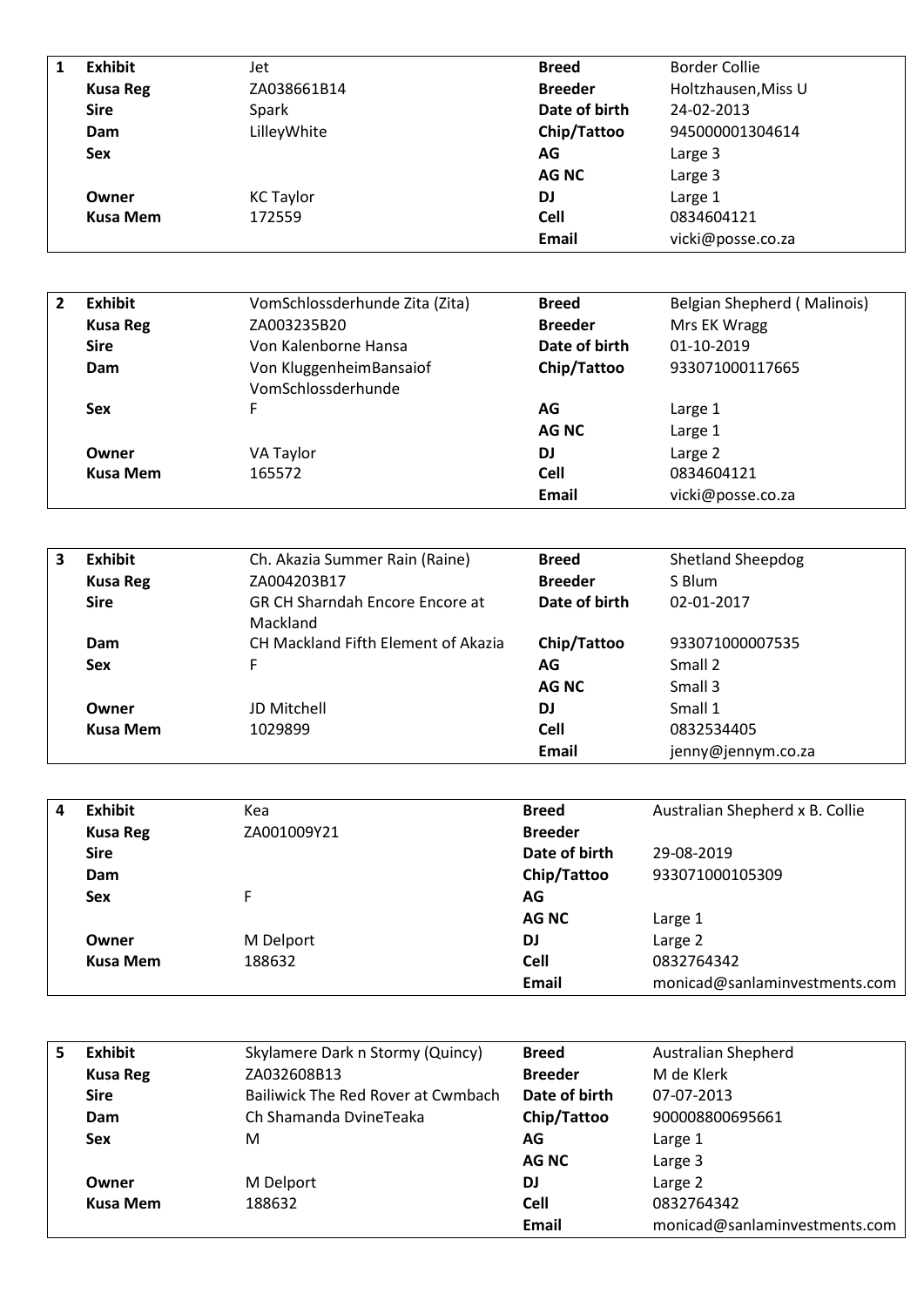| 1 | **Exhibit** | Jet | **Breed** | Border Collie |
|---|---|---|---|---|
| | **Kusa Reg** | ZA038661B14 | **Breeder** | Holtzhausen,Miss U |
| | **Sire** | Spark | **Date of birth** | 24-02-2013 |
| | **Dam** | LilleyWhite | **Chip/Tattoo** | 945000001304614 |
| | **Sex** | | **AG** | Large 3 |
| | | | **AG NC** | Large 3 |
| | **Owner** | KC Taylor | **DJ** | Large 1 |
| | **Kusa Mem** | 172559 | **Cell** | 0834604121 |
| | | | **Email** | vicki@posse.co.za |

| 2 | **Exhibit** | VomSchlossderhunde Zita (Zita) | **Breed** | Belgian Shepherd ( Malinois) |
|---|---|---|---|---|
| | **Kusa Reg** | ZA003235B20 | **Breeder** | Mrs EK Wragg |
| | **Sire** | Von Kalenborne Hansa | **Date of birth** | 01-10-2019 |
| | **Dam** | Von KluggenheimBansaiof VomSchlossderhunde | **Chip/Tattoo** | 933071000117665 |
| | **Sex** | F | **AG** | Large 1 |
| | | | **AG NC** | Large 1 |
| | **Owner** | VA Taylor | **DJ** | Large 2 |
| | **Kusa Mem** | 165572 | **Cell** | 0834604121 |
| | | | **Email** | vicki@posse.co.za |

| 3 | **Exhibit** | Ch. Akazia Summer Rain (Raine) | **Breed** | Shetland Sheepdog |
|---|---|---|---|---|
| | **Kusa Reg** | ZA004203B17 | **Breeder** | S Blum |
| | **Sire** | GR CH Sharndah Encore Encore at Mackland | **Date of birth** | 02-01-2017 |
| | **Dam** | CH Mackland Fifth Element of Akazia | **Chip/Tattoo** | 933071000007535 |
| | **Sex** | F | **AG** | Small 2 |
| | | | **AG NC** | Small 3 |
| | **Owner** | JD Mitchell | **DJ** | Small 1 |
| | **Kusa Mem** | 1029899 | **Cell** | 0832534405 |
| | | | **Email** | jenny@jennym.co.za |

| 4 | **Exhibit** | Kea | **Breed** | Australian Shepherd x B. Collie |
|---|---|---|---|---|
| | **Kusa Reg** | ZA001009Y21 | **Breeder** | |
| | **Sire** | | **Date of birth** | 29-08-2019 |
| | **Dam** | | **Chip/Tattoo** | 933071000105309 |
| | **Sex** | F | **AG** | |
| | | | **AG NC** | Large 1 |
| | **Owner** | M Delport | **DJ** | Large 2 |
| | **Kusa Mem** | 188632 | **Cell** | 0832764342 |
| | | | **Email** | monicad@sanlaminvestments.com |

| 5 | **Exhibit** | Skylamere Dark n Stormy (Quincy) | **Breed** | Australian Shepherd |
|---|---|---|---|---|
| | **Kusa Reg** | ZA032608B13 | **Breeder** | M de Klerk |
| | **Sire** | Bailiwick The Red Rover at Cwmbach | **Date of birth** | 07-07-2013 |
| | **Dam** | Ch Shamanda DvineTeaka | **Chip/Tattoo** | 900008800695661 |
| | **Sex** | M | **AG** | Large 1 |
| | | | **AG NC** | Large 3 |
| | **Owner** | M Delport | **DJ** | Large 2 |
| | **Kusa Mem** | 188632 | **Cell** | 0832764342 |
| | | | **Email** | monicad@sanlaminvestments.com |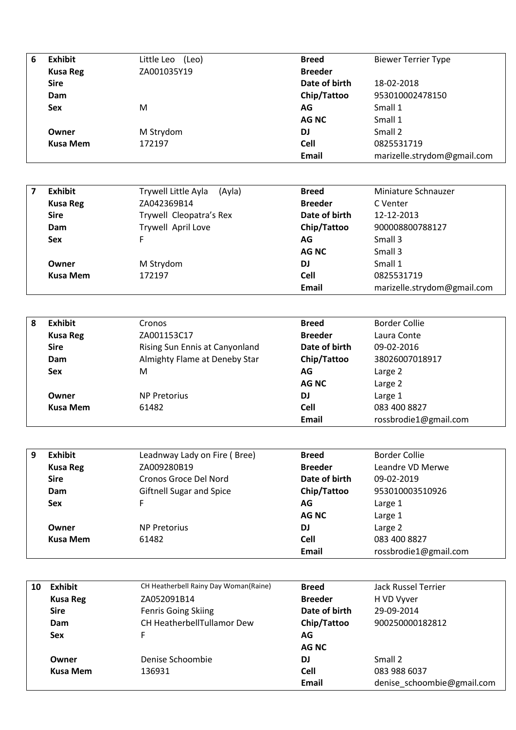| 6 | **Exhibit** | Little Leo (Leo) | **Breed** | Biewer Terrier Type |
|---|---|---|---|---|
| | **Kusa Reg** | ZA001035Y19 | **Breeder** | |
| | **Sire** | | **Date of birth** | 18-02-2018 |
| | **Dam** | | **Chip/Tattoo** | 953010002478150 |
| | **Sex** | M | **AG** | Small 1 |
| | | | **AG NC** | Small 1 |
| | **Owner** | M Strydom | **DJ** | Small 2 |
| | **Kusa Mem** | 172197 | **Cell** | 0825531719 |
| | | | **Email** | marizelle.strydom@gmail.com |

| 7 | **Exhibit** | Trywell Little Ayla (Ayla) | **Breed** | Miniature Schnauzer |
|---|---|---|---|---|
| | **Kusa Reg** | ZA042369B14 | **Breeder** | C Venter |
| | **Sire** | Trywell Cleopatra's Rex | **Date of birth** | 12-12-2013 |
| | **Dam** | Trywell April Love | **Chip/Tattoo** | 900008800788127 |
| | **Sex** | F | **AG** | Small 3 |
| | | | **AG NC** | Small 3 |
| | **Owner** | M Strydom | **DJ** | Small 1 |
| | **Kusa Mem** | 172197 | **Cell** | 0825531719 |
| | | | **Email** | marizelle.strydom@gmail.com |

| 8 | **Exhibit** | Cronos | **Breed** | Border Collie |
|---|---|---|---|---|
| | **Kusa Reg** | ZA001153C17 | **Breeder** | Laura Conte |
| | **Sire** | Rising Sun Ennis at Canyonland | **Date of birth** | 09-02-2016 |
| | **Dam** | Almighty Flame at Deneby Star | **Chip/Tattoo** | 38026007018917 |
| | **Sex** | M | **AG** | Large 2 |
| | | | **AG NC** | Large 2 |
| | **Owner** | NP Pretorius | **DJ** | Large 1 |
| | **Kusa Mem** | 61482 | **Cell** | 083 400 8827 |
| | | | **Email** | rossbrodie1@gmail.com |

| 9 | **Exhibit** | Leadnway Lady on Fire ( Bree) | **Breed** | Border Collie |
|---|---|---|---|---|
| | **Kusa Reg** | ZA009280B19 | **Breeder** | Leandre VD Merwe |
| | **Sire** | Cronos Groce Del Nord | **Date of birth** | 09-02-2019 |
| | **Dam** | Giftnell Sugar and Spice | **Chip/Tattoo** | 953010003510926 |
| | **Sex** | F | **AG** | Large 1 |
| | | | **AG NC** | Large 1 |
| | **Owner** | NP Pretorius | **DJ** | Large 2 |
| | **Kusa Mem** | 61482 | **Cell** | 083 400 8827 |
| | | | **Email** | rossbrodie1@gmail.com |

| 10 | **Exhibit** | CH Heatherbell Rainy Day Woman(Raine) | **Breed** | Jack Russel Terrier |
|---|---|---|---|---|
| | **Kusa Reg** | ZA052091B14 | **Breeder** | H VD Vyver |
| | **Sire** | Fenris Going Skiing | **Date of birth** | 29-09-2014 |
| | **Dam** | CH HeatherbellTullamor Dew | **Chip/Tattoo** | 900250000182812 |
| | **Sex** | F | **AG** | |
| | | | **AG NC** | |
| | **Owner** | Denise Schoombie | **DJ** | Small 2 |
| | **Kusa Mem** | 136931 | **Cell** | 083 988 6037 |
| | | | **Email** | denise_schoombie@gmail.com |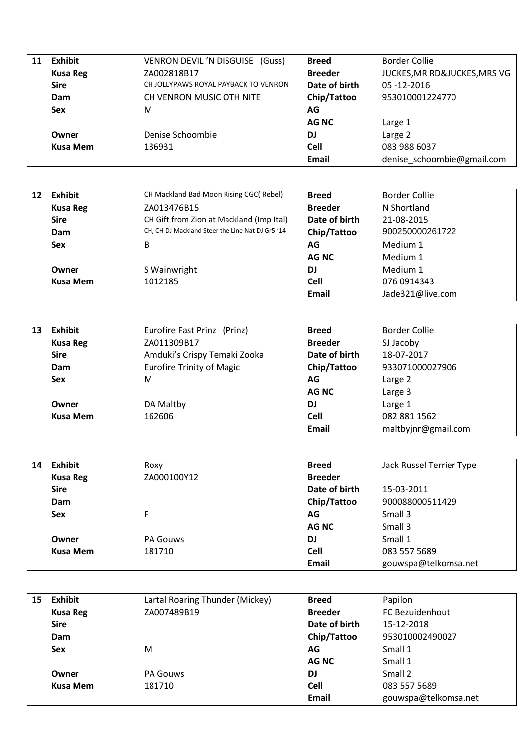| 11 | Exhibit | VENRON DEVIL 'N DISGUISE (Guss) | Breed | Border Collie |
|---|---|---|---|---|
| | Kusa Reg | ZA002818B17 | Breeder | JUCKES,MR RD&JUCKES,MRS VG |
| | Sire | CH JOLLYPAWS ROYAL PAYBACK TO VENRON | Date of birth | 05 -12-2016 |
| | Dam | CH VENRON MUSIC OTH NITE | Chip/Tattoo | 953010001224770 |
| | Sex | M | AG | |
| | | | AG NC | Large 1 |
| | Owner | Denise Schoombie | DJ | Large 2 |
| | Kusa Mem | 136931 | Cell | 083 988 6037 |
| | | | Email | denise_schoombie@gmail.com |

| 12 | Exhibit | CH Mackland Bad Moon Rising CGC( Rebel) | Breed | Border Collie |
|---|---|---|---|---|
| | Kusa Reg | ZA013476B15 | Breeder | N Shortland |
| | Sire | CH Gift from Zion at Mackland (Imp Ital) | Date of birth | 21-08-2015 |
| | Dam | CH, CH DJ Mackland Steer the Line Nat DJ Gr5 '14 | Chip/Tattoo | 900250000261722 |
| | Sex | B | AG | Medium 1 |
| | | | AG NC | Medium 1 |
| | Owner | S Wainwright | DJ | Medium 1 |
| | Kusa Mem | 1012185 | Cell | 076 0914343 |
| | | | Email | Jade321@live.com |

| 13 | Exhibit | Eurofire Fast Prinz (Prinz) | Breed | Border Collie |
|---|---|---|---|---|
| | Kusa Reg | ZA011309B17 | Breeder | SJ Jacoby |
| | Sire | Amduki's Crispy Temaki Zooka | Date of birth | 18-07-2017 |
| | Dam | Eurofire Trinity of Magic | Chip/Tattoo | 933071000027906 |
| | Sex | M | AG | Large 2 |
| | | | AG NC | Large 3 |
| | Owner | DA Maltby | DJ | Large 1 |
| | Kusa Mem | 162606 | Cell | 082 881 1562 |
| | | | Email | maltbyjnr@gmail.com |

| 14 | Exhibit | Roxy | Breed | Jack Russel Terrier Type |
|---|---|---|---|---|
| | Kusa Reg | ZA000100Y12 | Breeder | |
| | Sire | | Date of birth | 15-03-2011 |
| | Dam | | Chip/Tattoo | 900088000511429 |
| | Sex | F | AG | Small 3 |
| | | | AG NC | Small 3 |
| | Owner | PA Gouws | DJ | Small 1 |
| | Kusa Mem | 181710 | Cell | 083 557 5689 |
| | | | Email | gouwspa@telkomsa.net |

| 15 | Exhibit | Lartal Roaring Thunder (Mickey) | Breed | Papilon |
|---|---|---|---|---|
| | Kusa Reg | ZA007489B19 | Breeder | FC Bezuidenhout |
| | Sire | | Date of birth | 15-12-2018 |
| | Dam | | Chip/Tattoo | 953010002490027 |
| | Sex | M | AG | Small 1 |
| | | | AG NC | Small 1 |
| | Owner | PA Gouws | DJ | Small 2 |
| | Kusa Mem | 181710 | Cell | 083 557 5689 |
| | | | Email | gouwspa@telkomsa.net |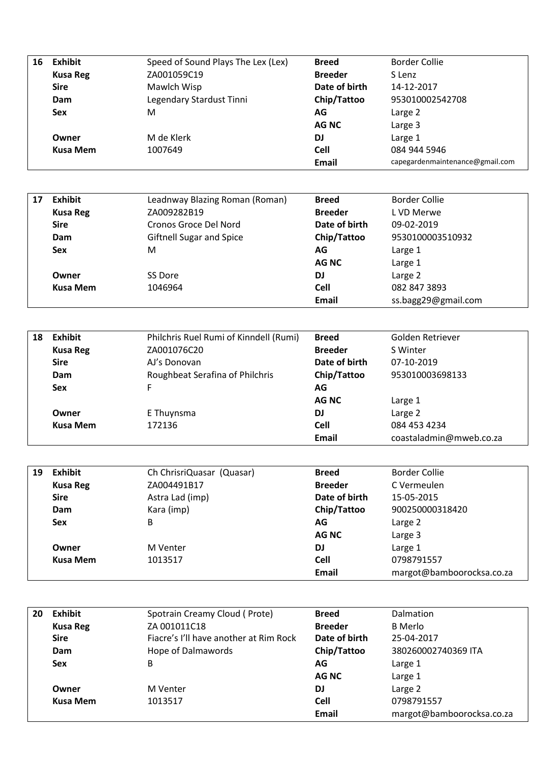| 16 | Exhibit | Speed of Sound Plays The Lex (Lex) | Breed | Border Collie |
|---|---|---|---|---|
| | Kusa Reg | ZA001059C19 | Breeder | S Lenz |
| | Sire | Mawlch Wisp | Date of birth | 14-12-2017 |
| | Dam | Legendary Stardust Tinni | Chip/Tattoo | 953010002542708 |
| | Sex | M | AG | Large 2 |
| | | | AG NC | Large 3 |
| | Owner | M de Klerk | DJ | Large 1 |
| | Kusa Mem | 1007649 | Cell | 084 944 5946 |
| | | | Email | capegardenmaintenance@gmail.com |

| 17 | Exhibit | Leadnway Blazing Roman (Roman) | Breed | Border Collie |
|---|---|---|---|---|
| | Kusa Reg | ZA009282B19 | Breeder | L VD Merwe |
| | Sire | Cronos Groce Del Nord | Date of birth | 09-02-2019 |
| | Dam | Giftnell Sugar and Spice | Chip/Tattoo | 9530100003510932 |
| | Sex | M | AG | Large 1 |
| | | | AG NC | Large 1 |
| | Owner | SS Dore | DJ | Large 2 |
| | Kusa Mem | 1046964 | Cell | 082 847 3893 |
| | | | Email | ss.bagg29@gmail.com |

| 18 | Exhibit | Philchris Ruel Rumi of Kinndell (Rumi) | Breed | Golden Retriever |
|---|---|---|---|---|
| | Kusa Reg | ZA001076C20 | Breeder | S Winter |
| | Sire | AJ's Donovan | Date of birth | 07-10-2019 |
| | Dam | Roughbeat Serafina of Philchris | Chip/Tattoo | 953010003698133 |
| | Sex | F | AG | |
| | | | AG NC | Large 1 |
| | Owner | E Thuynsma | DJ | Large 2 |
| | Kusa Mem | 172136 | Cell | 084 453 4234 |
| | | | Email | coastaladmin@mweb.co.za |

| 19 | Exhibit | Ch ChrisriQuasar (Quasar) | Breed | Border Collie |
|---|---|---|---|---|
| | Kusa Reg | ZA004491B17 | Breeder | C Vermeulen |
| | Sire | Astra Lad (imp) | Date of birth | 15-05-2015 |
| | Dam | Kara (imp) | Chip/Tattoo | 900250000318420 |
| | Sex | B | AG | Large 2 |
| | | | AG NC | Large 3 |
| | Owner | M Venter | DJ | Large 1 |
| | Kusa Mem | 1013517 | Cell | 0798791557 |
| | | | Email | margot@bamboorocksa.co.za |

| 20 | Exhibit | Spotrain Creamy Cloud ( Prote) | Breed | Dalmation |
|---|---|---|---|---|
| | Kusa Reg | ZA 001011C18 | Breeder | B Merlo |
| | Sire | Fiacre's I'll have another at Rim Rock | Date of birth | 25-04-2017 |
| | Dam | Hope of Dalmawords | Chip/Tattoo | 380260002740369 ITA |
| | Sex | B | AG | Large 1 |
| | | | AG NC | Large 1 |
| | Owner | M Venter | DJ | Large 2 |
| | Kusa Mem | 1013517 | Cell | 0798791557 |
| | | | Email | margot@bamboorocksa.co.za |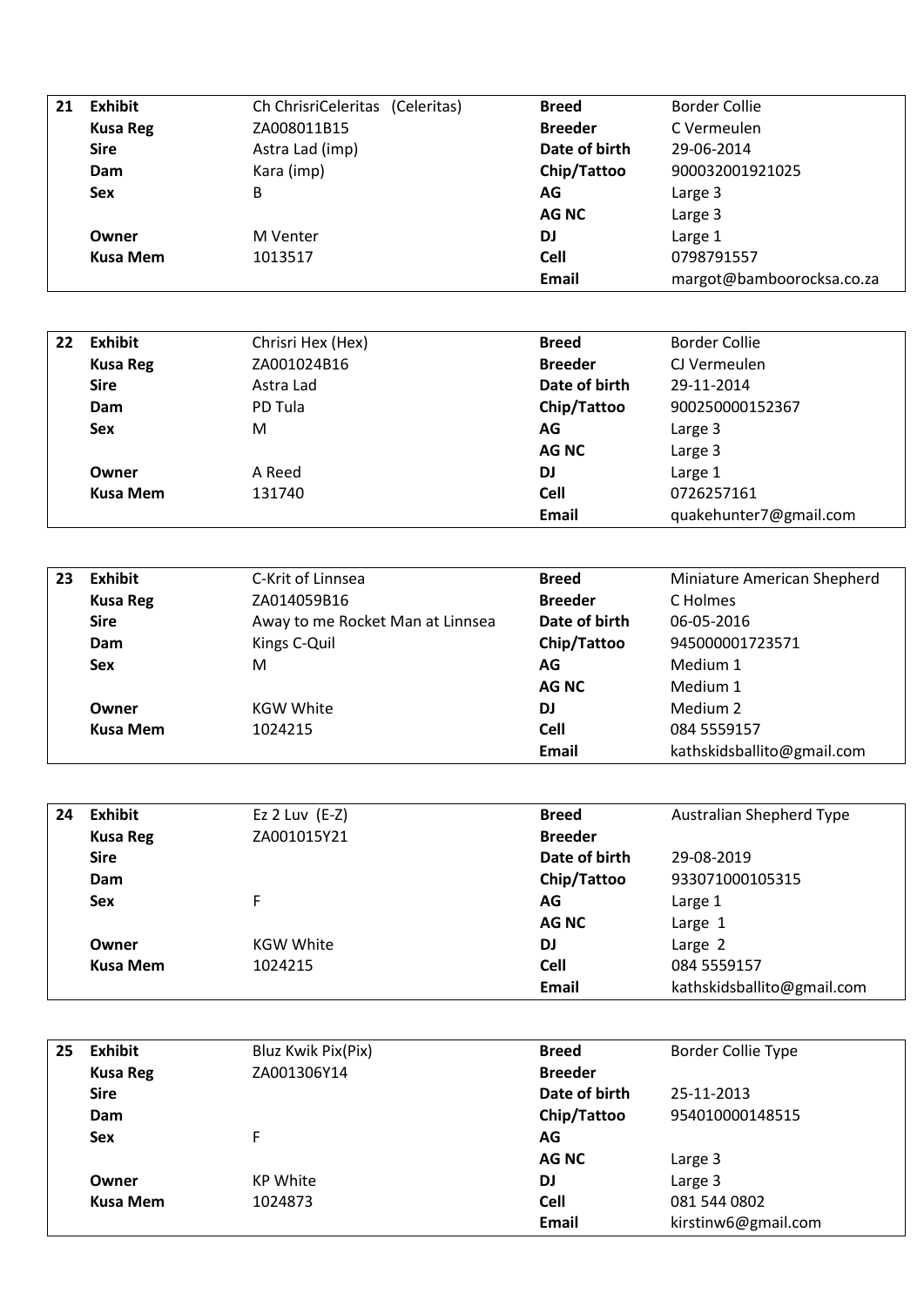| 21 | Exhibit | Ch ChrisriCeleritas (Celeritas) | Breed | Border Collie |
|---|---|---|---|---|
| | **Kusa Reg** | ZA008011B15 | **Breeder** | C Vermeulen |
| | **Sire** | Astra Lad (imp) | **Date of birth** | 29-06-2014 |
| | **Dam** | Kara (imp) | **Chip/Tattoo** | 900032001921025 |
| | **Sex** | B | **AG** | Large 3 |
| | | | **AG NC** | Large 3 |
| | **Owner** | M Venter | **DJ** | Large 1 |
| | **Kusa Mem** | 1013517 | **Cell** | 0798791557 |
| | | | **Email** | margot@bamboorocksa.co.za |

| 22 | Exhibit | Chrisri Hex (Hex) | Breed | Border Collie |
|---|---|---|---|---|
| | **Kusa Reg** | ZA001024B16 | **Breeder** | CJ Vermeulen |
| | **Sire** | Astra Lad | **Date of birth** | 29-11-2014 |
| | **Dam** | PD Tula | **Chip/Tattoo** | 900250000152367 |
| | **Sex** | M | **AG** | Large 3 |
| | | | **AG NC** | Large 3 |
| | **Owner** | A Reed | **DJ** | Large 1 |
| | **Kusa Mem** | 131740 | **Cell** | 0726257161 |
| | | | **Email** | quakehunter7@gmail.com |

| 23 | Exhibit | C-Krit of Linnsea | Breed | Miniature American Shepherd |
|---|---|---|---|---|
| | **Kusa Reg** | ZA014059B16 | **Breeder** | C Holmes |
| | **Sire** | Away to me Rocket Man at Linnsea | **Date of birth** | 06-05-2016 |
| | **Dam** | Kings C-Quil | **Chip/Tattoo** | 945000001723571 |
| | **Sex** | M | **AG** | Medium 1 |
| | | | **AG NC** | Medium 1 |
| | **Owner** | KGW White | **DJ** | Medium 2 |
| | **Kusa Mem** | 1024215 | **Cell** | 084 5559157 |
| | | | **Email** | kathskidsballito@gmail.com |

| 24 | Exhibit | Ez 2 Luv (E-Z) | Breed | Australian Shepherd Type |
|---|---|---|---|---|
| | **Kusa Reg** | ZA001015Y21 | **Breeder** | |
| | **Sire** | | **Date of birth** | 29-08-2019 |
| | **Dam** | | **Chip/Tattoo** | 933071000105315 |
| | **Sex** | F | **AG** | Large 1 |
| | | | **AG NC** | Large 1 |
| | **Owner** | KGW White | **DJ** | Large 2 |
| | **Kusa Mem** | 1024215 | **Cell** | 084 5559157 |
| | | | **Email** | kathskidsballito@gmail.com |

| 25 | Exhibit | Bluz Kwik Pix(Pix) | Breed | Border Collie Type |
|---|---|---|---|---|
| | **Kusa Reg** | ZA001306Y14 | **Breeder** | |
| | **Sire** | | **Date of birth** | 25-11-2013 |
| | **Dam** | | **Chip/Tattoo** | 954010000148515 |
| | **Sex** | F | **AG** | |
| | | | **AG NC** | Large 3 |
| | **Owner** | KP White | **DJ** | Large 3 |
| | **Kusa Mem** | 1024873 | **Cell** | 081 544 0802 |
| | | | **Email** | kirstinw6@gmail.com |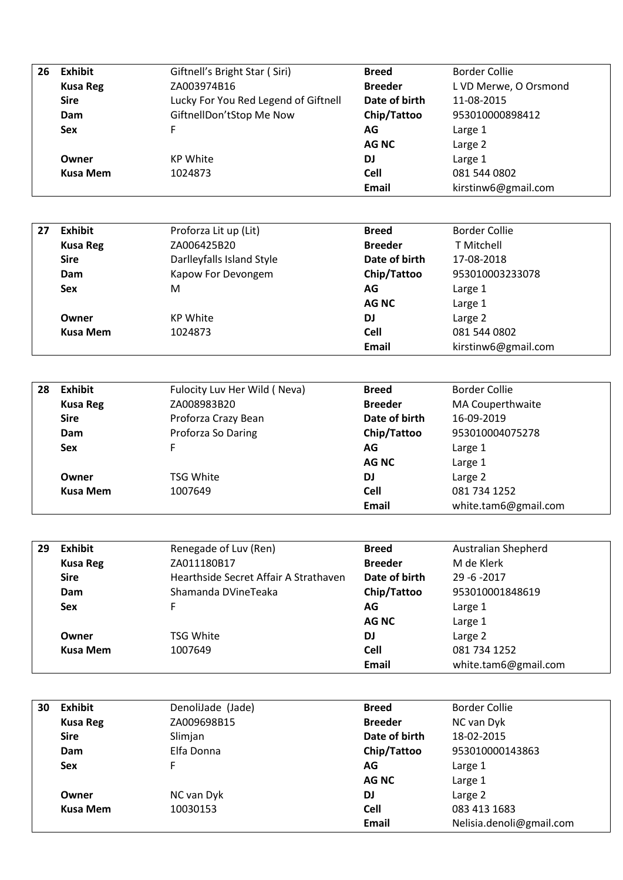| 26 | Exhibit | Giftnell's Bright Star ( Siri) | Breed | Border Collie |
|---|---|---|---|---|
| | **Kusa Reg** | ZA003974B16 | **Breeder** | L VD Merwe, O Orsmond |
| | **Sire** | Lucky For You Red Legend of Giftnell | **Date of birth** | 11-08-2015 |
| | **Dam** | GiftnellDon'tStop Me Now | **Chip/Tattoo** | 953010000898412 |
| | **Sex** | F | **AG** | Large 1 |
| | | | **AG NC** | Large 2 |
| | **Owner** | KP White | **DJ** | Large 1 |
| | **Kusa Mem** | 1024873 | **Cell** | 081 544 0802 |
| | | | **Email** | kirstinw6@gmail.com |

| 27 | Exhibit | Proforza Lit up (Lit) | Breed | Border Collie |
|---|---|---|---|---|
| | **Kusa Reg** | ZA006425B20 | **Breeder** | T Mitchell |
| | **Sire** | Darlleyfalls Island Style | **Date of birth** | 17-08-2018 |
| | **Dam** | Kapow For Devongem | **Chip/Tattoo** | 953010003233078 |
| | **Sex** | M | **AG** | Large 1 |
| | | | **AG NC** | Large 1 |
| | **Owner** | KP White | **DJ** | Large 2 |
| | **Kusa Mem** | 1024873 | **Cell** | 081 544 0802 |
| | | | **Email** | kirstinw6@gmail.com |

| 28 | Exhibit | Fulocity Luv Her Wild ( Neva) | Breed | Border Collie |
|---|---|---|---|---|
| | **Kusa Reg** | ZA008983B20 | **Breeder** | MA Couperthwaite |
| | **Sire** | Proforza Crazy Bean | **Date of birth** | 16-09-2019 |
| | **Dam** | Proforza So Daring | **Chip/Tattoo** | 953010004075278 |
| | **Sex** | F | **AG** | Large 1 |
| | | | **AG NC** | Large 1 |
| | **Owner** | TSG White | **DJ** | Large 2 |
| | **Kusa Mem** | 1007649 | **Cell** | 081 734 1252 |
| | | | **Email** | white.tam6@gmail.com |

| 29 | Exhibit | Renegade of Luv (Ren) | Breed | Australian Shepherd |
|---|---|---|---|---|
| | **Kusa Reg** | ZA011180B17 | **Breeder** | M de Klerk |
| | **Sire** | Hearthside Secret Affair A Strathaven | **Date of birth** | 29 -6 -2017 |
| | **Dam** | Shamanda DVineTeaka | **Chip/Tattoo** | 953010001848619 |
| | **Sex** | F | **AG** | Large 1 |
| | | | **AG NC** | Large 1 |
| | **Owner** | TSG White | **DJ** | Large 2 |
| | **Kusa Mem** | 1007649 | **Cell** | 081 734 1252 |
| | | | **Email** | white.tam6@gmail.com |

| 30 | Exhibit | DenoliJade (Jade) | Breed | Border Collie |
|---|---|---|---|---|
| | **Kusa Reg** | ZA009698B15 | **Breeder** | NC van Dyk |
| | **Sire** | Slimjan | **Date of birth** | 18-02-2015 |
| | **Dam** | Elfa Donna | **Chip/Tattoo** | 953010000143863 |
| | **Sex** | F | **AG** | Large 1 |
| | | | **AG NC** | Large 1 |
| | **Owner** | NC van Dyk | **DJ** | Large 2 |
| | **Kusa Mem** | 10030153 | **Cell** | 083 413 1683 |
| | | | **Email** | Nelisia.denoli@gmail.com |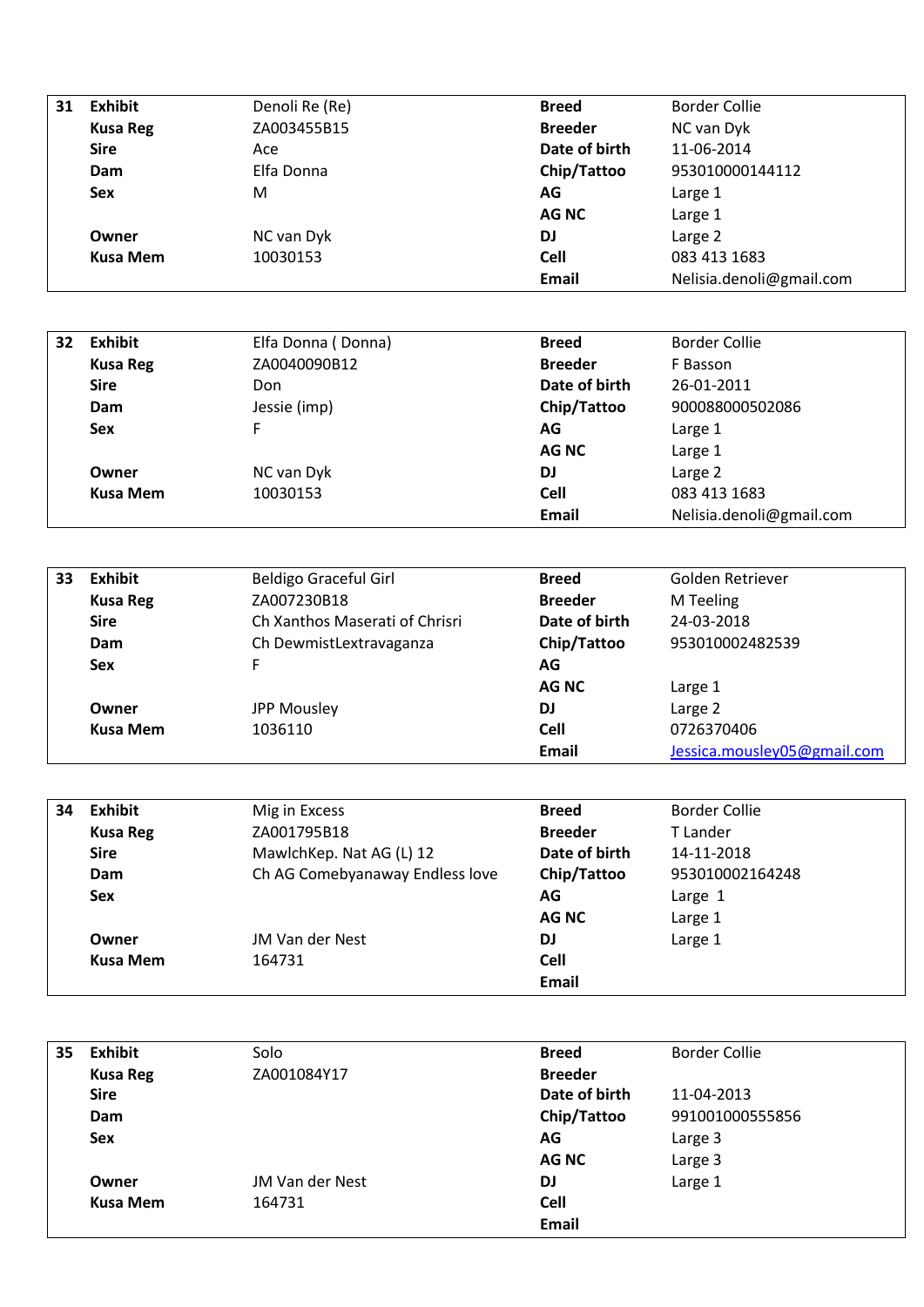| 31 | Exhibit | Denoli Re (Re) | Breed | Border Collie |
|---|---|---|---|---|
| | **Kusa Reg** | ZA003455B15 | **Breeder** | NC van Dyk |
| | **Sire** | Ace | **Date of birth** | 11-06-2014 |
| | **Dam** | Elfa Donna | **Chip/Tattoo** | 953010000144112 |
| | **Sex** | M | **AG** | Large 1 |
| | | | **AG NC** | Large 1 |
| | **Owner** | NC van Dyk | **DJ** | Large 2 |
| | **Kusa Mem** | 10030153 | **Cell** | 083 413 1683 |
| | | | **Email** | Nelisia.denoli@gmail.com |

| 32 | Exhibit | Elfa Donna ( Donna) | Breed | Border Collie |
|---|---|---|---|---|
| | **Kusa Reg** | ZA0040090B12 | **Breeder** | F Basson |
| | **Sire** | Don | **Date of birth** | 26-01-2011 |
| | **Dam** | Jessie (imp) | **Chip/Tattoo** | 900088000502086 |
| | **Sex** | F | **AG** | Large 1 |
| | | | **AG NC** | Large 1 |
| | **Owner** | NC van Dyk | **DJ** | Large 2 |
| | **Kusa Mem** | 10030153 | **Cell** | 083 413 1683 |
| | | | **Email** | Nelisia.denoli@gmail.com |

| 33 | Exhibit | Beldigo Graceful Girl | Breed | Golden Retriever |
|---|---|---|---|---|
| | **Kusa Reg** | ZA007230B18 | **Breeder** | M Teeling |
| | **Sire** | Ch Xanthos Maserati of Chrisri | **Date of birth** | 24-03-2018 |
| | **Dam** | Ch DewmistLextravaganza | **Chip/Tattoo** | 953010002482539 |
| | **Sex** | F | **AG** | |
| | | | **AG NC** | Large 1 |
| | **Owner** | JPP Mousley | **DJ** | Large 2 |
| | **Kusa Mem** | 1036110 | **Cell** | 0726370406 |
| | | | **Email** | Jessica.mousley05@gmail.com |

| 34 | Exhibit | Mig in Excess | Breed | Border Collie |
|---|---|---|---|---|
| | **Kusa Reg** | ZA001795B18 | **Breeder** | T Lander |
| | **Sire** | MawlchKep. Nat AG (L) 12 | **Date of birth** | 14-11-2018 |
| | **Dam** | Ch AG Comebyanaway Endless love | **Chip/Tattoo** | 953010002164248 |
| | **Sex** | | **AG** | Large 1 |
| | | | **AG NC** | Large 1 |
| | **Owner** | JM Van der Nest | **DJ** | Large 1 |
| | **Kusa Mem** | 164731 | **Cell** | |
| | | | **Email** | |

| 35 | Exhibit | Solo | Breed | Border Collie |
|---|---|---|---|---|
| | **Kusa Reg** | ZA001084Y17 | **Breeder** | |
| | **Sire** | | **Date of birth** | 11-04-2013 |
| | **Dam** | | **Chip/Tattoo** | 991001000555856 |
| | **Sex** | | **AG** | Large 3 |
| | | | **AG NC** | Large 3 |
| | **Owner** | JM Van der Nest | **DJ** | Large 1 |
| | **Kusa Mem** | 164731 | **Cell** | |
| | | | **Email** | |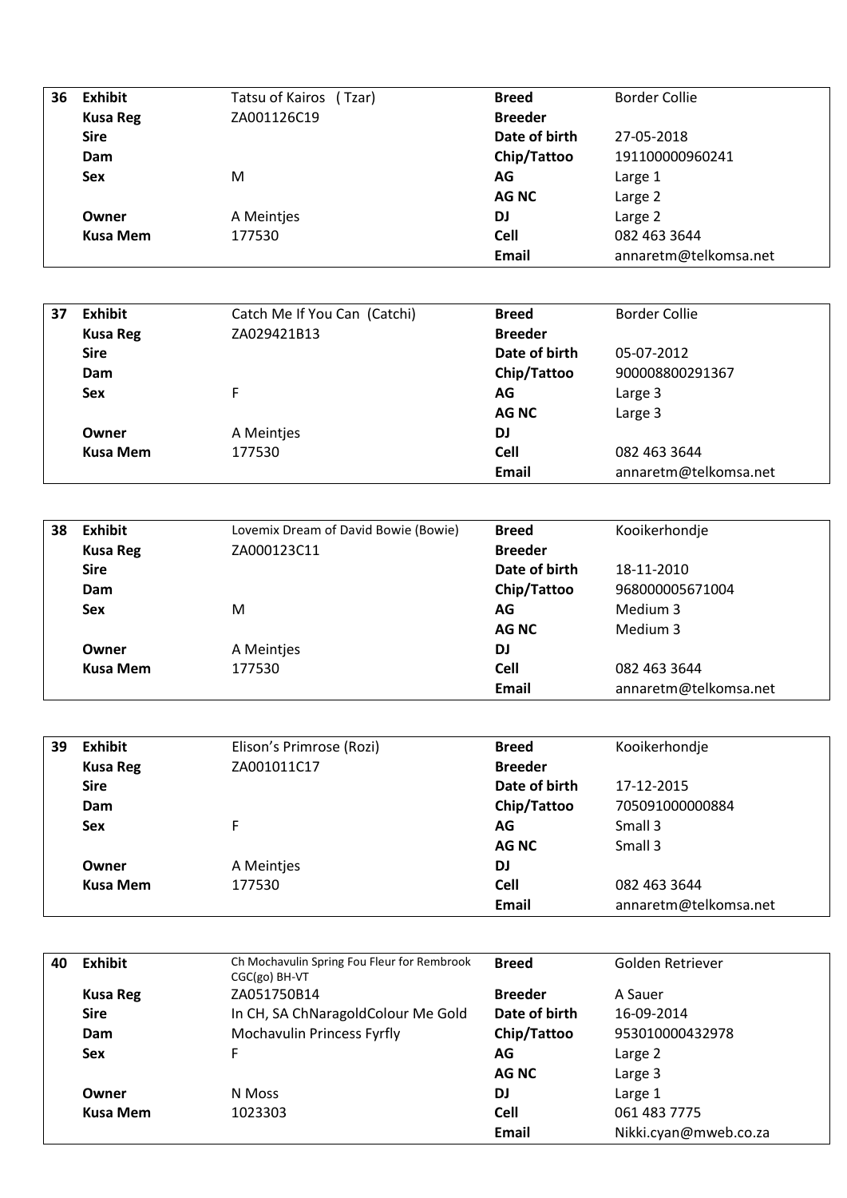| 36 | Exhibit | Tatsu of Kairos ( Tzar) | Breed | Border Collie |
|---|---|---|---|---|
| | Kusa Reg | ZA001126C19 | Breeder | |
| | Sire | | Date of birth | 27-05-2018 |
| | Dam | | Chip/Tattoo | 191100000960241 |
| | Sex | M | AG | Large 1 |
| | | | AG NC | Large 2 |
| | Owner | A Meintjes | DJ | Large 2 |
| | Kusa Mem | 177530 | Cell | 082 463 3644 |
| | | | Email | annaretm@telkomsa.net |

| 37 | Exhibit | Catch Me If You Can (Catchi) | Breed | Border Collie |
|---|---|---|---|---|
| | Kusa Reg | ZA029421B13 | Breeder | |
| | Sire | | Date of birth | 05-07-2012 |
| | Dam | | Chip/Tattoo | 900008800291367 |
| | Sex | F | AG | Large 3 |
| | | | AG NC | Large 3 |
| | Owner | A Meintjes | DJ | |
| | Kusa Mem | 177530 | Cell | 082 463 3644 |
| | | | Email | annaretm@telkomsa.net |

| 38 | Exhibit | Lovemix Dream of David Bowie (Bowie) | Breed | Kooikerhondje |
|---|---|---|---|---|
| | Kusa Reg | ZA000123C11 | Breeder | |
| | Sire | | Date of birth | 18-11-2010 |
| | Dam | | Chip/Tattoo | 968000005671004 |
| | Sex | M | AG | Medium 3 |
| | | | AG NC | Medium 3 |
| | Owner | A Meintjes | DJ | |
| | Kusa Mem | 177530 | Cell | 082 463 3644 |
| | | | Email | annaretm@telkomsa.net |

| 39 | Exhibit | Elison's Primrose (Rozi) | Breed | Kooikerhondje |
|---|---|---|---|---|
| | Kusa Reg | ZA001011C17 | Breeder | |
| | Sire | | Date of birth | 17-12-2015 |
| | Dam | | Chip/Tattoo | 705091000000884 |
| | Sex | F | AG | Small 3 |
| | | | AG NC | Small 3 |
| | Owner | A Meintjes | DJ | |
| | Kusa Mem | 177530 | Cell | 082 463 3644 |
| | | | Email | annaretm@telkomsa.net |

| 40 | Exhibit | Ch Mochavulin Spring Fou Fleur for Rembrook CGC(go) BH-VT | Breed | Golden Retriever |
|---|---|---|---|---|
| | Kusa Reg | ZA051750B14 | Breeder | A Sauer |
| | Sire | In CH, SA ChNaragoldColour Me Gold | Date of birth | 16-09-2014 |
| | Dam | Mochavulin Princess Fyrfly | Chip/Tattoo | 953010000432978 |
| | Sex | F | AG | Large 2 |
| | | | AG NC | Large 3 |
| | Owner | N Moss | DJ | Large 1 |
| | Kusa Mem | 1023303 | Cell | 061 483 7775 |
| | | | Email | Nikki.cyan@mweb.co.za |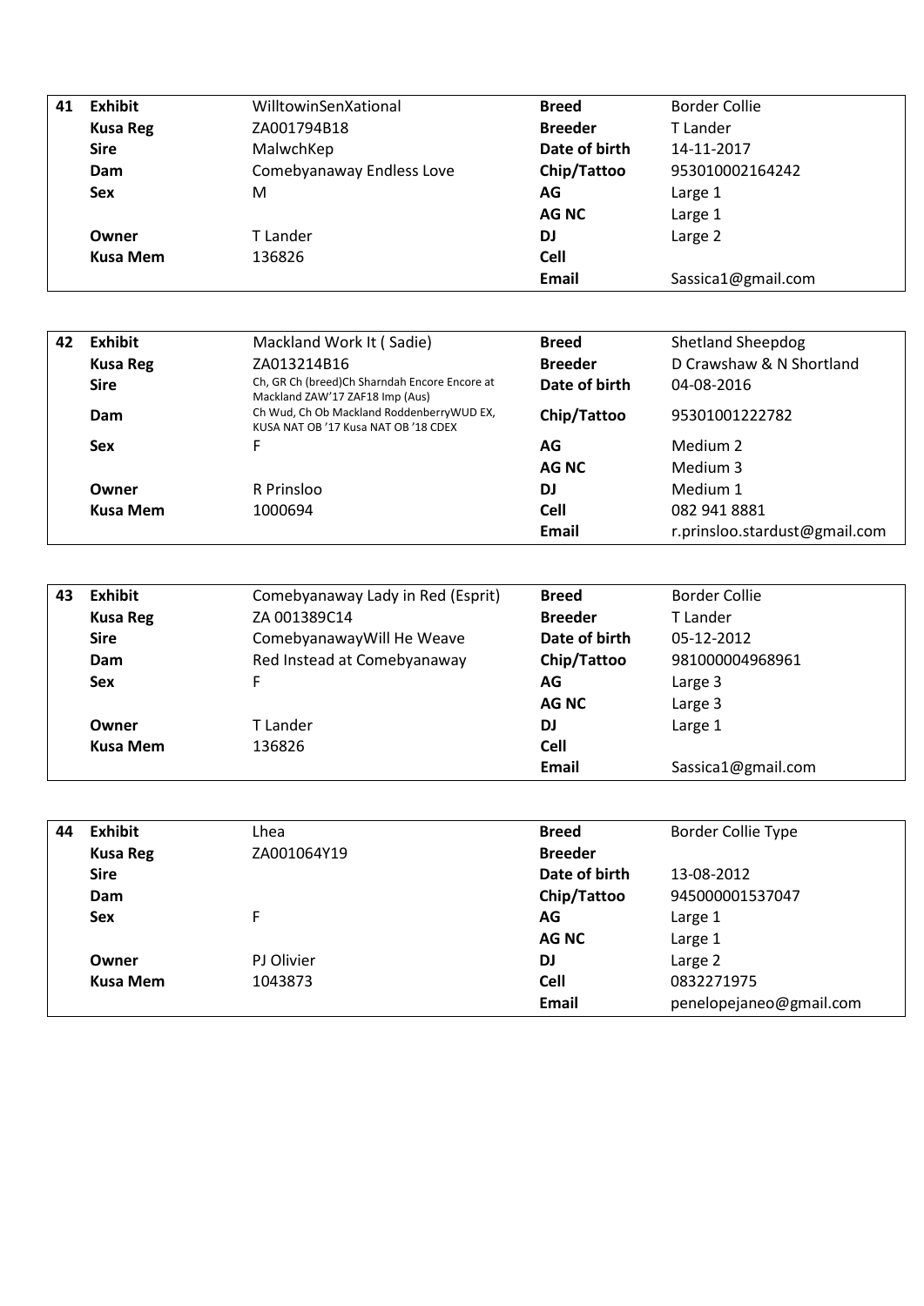| 41 | Exhibit | WilltowinSenXational | Breed | Border Collie |
|---|---|---|---|---|
| | Kusa Reg | ZA001794B18 | Breeder | T Lander |
| | Sire | MalwchKep | Date of birth | 14-11-2017 |
| | Dam | Comebyanaway Endless Love | Chip/Tattoo | 953010002164242 |
| | Sex | M | AG | Large 1 |
| | | | AG NC | Large 1 |
| | Owner | T Lander | DJ | Large 2 |
| | Kusa Mem | 136826 | Cell | |
| | | | Email | Sassica1@gmail.com |

| 42 | Exhibit | Mackland Work It ( Sadie) | Breed | Shetland Sheepdog |
|---|---|---|---|---|
| | Kusa Reg | ZA013214B16 | Breeder | D Crawshaw & N Shortland |
| | Sire | Ch, GR Ch (breed)Ch Sharndah Encore Encore at Mackland ZAW'17 ZAF18 Imp (Aus) | Date of birth | 04-08-2016 |
| | Dam | Ch Wud, Ch Ob Mackland RoddenberryWUD EX, KUSA NAT OB '17 Kusa NAT OB '18 CDEX | Chip/Tattoo | 95301001222782 |
| | Sex | F | AG | Medium 2 |
| | | | AG NC | Medium 3 |
| | Owner | R Prinsloo | DJ | Medium 1 |
| | Kusa Mem | 1000694 | Cell | 082 941 8881 |
| | | | Email | r.prinsloo.stardust@gmail.com |

| 43 | Exhibit | Comebyanaway Lady in Red (Esprit) | Breed | Border Collie |
|---|---|---|---|---|
| | Kusa Reg | ZA 001389C14 | Breeder | T Lander |
| | Sire | ComebyanawayWill He Weave | Date of birth | 05-12-2012 |
| | Dam | Red Instead at Comebyanaway | Chip/Tattoo | 981000004968961 |
| | Sex | F | AG | Large 3 |
| | | | AG NC | Large 3 |
| | Owner | T Lander | DJ | Large 1 |
| | Kusa Mem | 136826 | Cell | |
| | | | Email | Sassica1@gmail.com |

| 44 | Exhibit | Lhea | Breed | Border Collie Type |
|---|---|---|---|---|
| | Kusa Reg | ZA001064Y19 | Breeder | |
| | Sire | | Date of birth | 13-08-2012 |
| | Dam | | Chip/Tattoo | 945000001537047 |
| | Sex | F | AG | Large 1 |
| | | | AG NC | Large 1 |
| | Owner | PJ Olivier | DJ | Large 2 |
| | Kusa Mem | 1043873 | Cell | 0832271975 |
| | | | Email | penelopejaneo@gmail.com |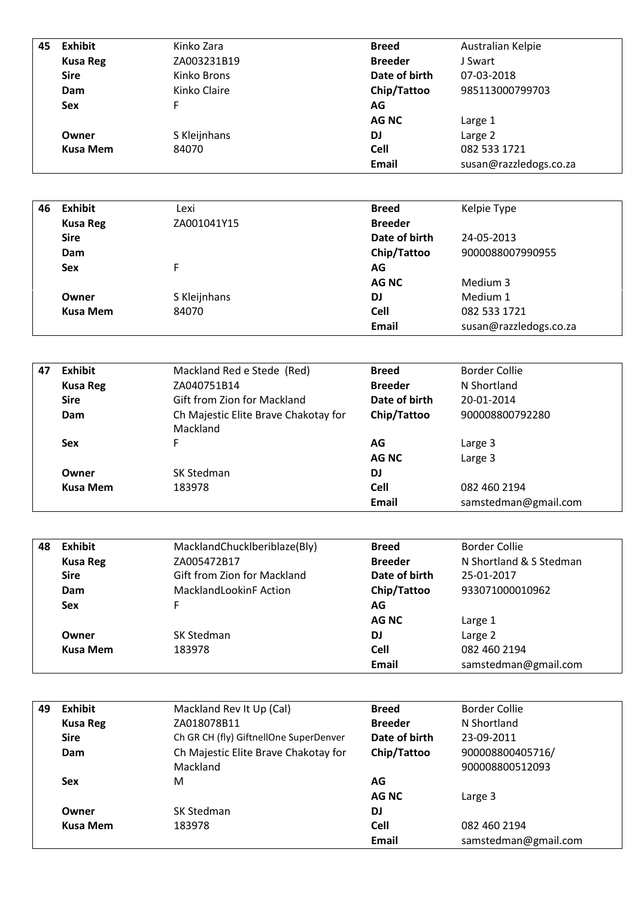| 45 | Exhibit | Kinko Zara | Breed | Australian Kelpie |
|---|---|---|---|---|
| | **Kusa Reg** | ZA003231B19 | **Breeder** | J Swart |
| | **Sire** | Kinko Brons | **Date of birth** | 07-03-2018 |
| | **Dam** | Kinko Claire | **Chip/Tattoo** | 985113000799703 |
| | **Sex** | F | **AG** | |
| | | | **AG NC** | Large 1 |
| | **Owner** | S Kleijnhans | **DJ** | Large 2 |
| | **Kusa Mem** | 84070 | **Cell** | 082 533 1721 |
| | | | **Email** | susan@razzledogs.co.za |

| 46 | Exhibit | Lexi | Breed | Kelpie Type |
|---|---|---|---|---|
| | **Kusa Reg** | ZA001041Y15 | **Breeder** | |
| | **Sire** | | **Date of birth** | 24-05-2013 |
| | **Dam** | | **Chip/Tattoo** | 9000088007990955 |
| | **Sex** | F | **AG** | |
| | | | **AG NC** | Medium 3 |
| | **Owner** | S Kleijnhans | **DJ** | Medium 1 |
| | **Kusa Mem** | 84070 | **Cell** | 082 533 1721 |
| | | | **Email** | susan@razzledogs.co.za |

| 47 | Exhibit | Mackland Red e Stede (Red) | Breed | Border Collie |
|---|---|---|---|---|
| | **Kusa Reg** | ZA040751B14 | **Breeder** | N Shortland |
| | **Sire** | Gift from Zion for Mackland | **Date of birth** | 20-01-2014 |
| | **Dam** | Ch Majestic Elite Brave Chakotay for Mackland | **Chip/Tattoo** | 900008800792280 |
| | **Sex** | F | **AG** | Large 3 |
| | | | **AG NC** | Large 3 |
| | **Owner** | SK Stedman | **DJ** | |
| | **Kusa Mem** | 183978 | **Cell** | 082 460 2194 |
| | | | **Email** | samstedman@gmail.com |

| 48 | Exhibit | MacklandChucklberiblaze(Bly) | Breed | Border Collie |
|---|---|---|---|---|
| | **Kusa Reg** | ZA005472B17 | **Breeder** | N Shortland & S Stedman |
| | **Sire** | Gift from Zion for Mackland | **Date of birth** | 25-01-2017 |
| | **Dam** | MacklandLookinF Action | **Chip/Tattoo** | 933071000010962 |
| | **Sex** | F | **AG** | |
| | | | **AG NC** | Large 1 |
| | **Owner** | SK Stedman | **DJ** | Large 2 |
| | **Kusa Mem** | 183978 | **Cell** | 082 460 2194 |
| | | | **Email** | samstedman@gmail.com |

| 49 | Exhibit | Mackland Rev It Up (Cal) | Breed | Border Collie |
|---|---|---|---|---|
| | **Kusa Reg** | ZA018078B11 | **Breeder** | N Shortland |
| | **Sire** | Ch GR CH (fly) GiftnellOne SuperDenver | **Date of birth** | 23-09-2011 |
| | **Dam** | Ch Majestic Elite Brave Chakotay for Mackland | **Chip/Tattoo** | 900008800405716/ 900008800512093 |
| | **Sex** | M | **AG** | |
| | | | **AG NC** | Large 3 |
| | **Owner** | SK Stedman | **DJ** | |
| | **Kusa Mem** | 183978 | **Cell** | 082 460 2194 |
| | | | **Email** | samstedman@gmail.com |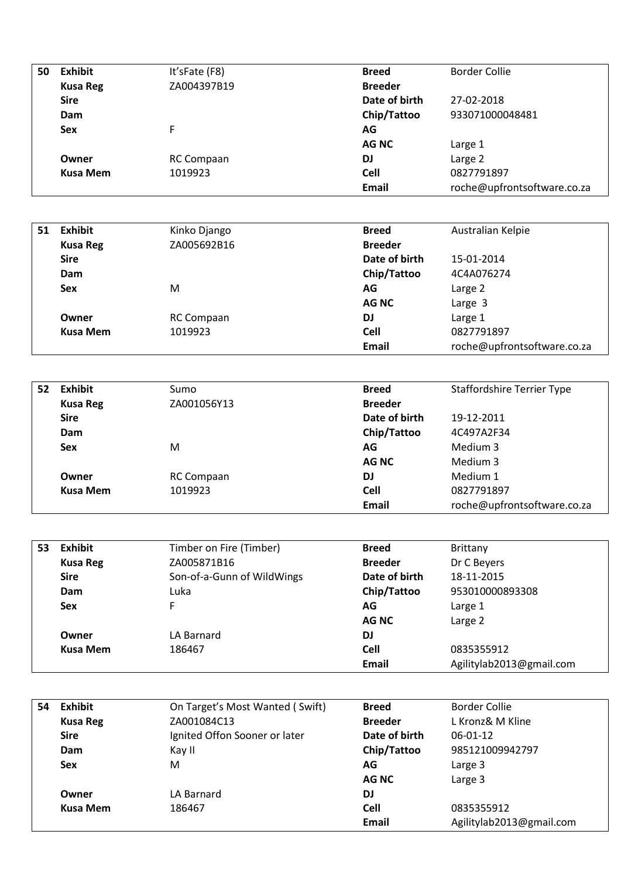| 50 | Exhibit | It'sFate (F8) | Breed | Border Collie |
|---|---|---|---|---|
| | Kusa Reg | ZA004397B19 | Breeder | |
| | Sire | | Date of birth | 27-02-2018 |
| | Dam | | Chip/Tattoo | 933071000048481 |
| | Sex | F | AG | |
| | | | AG NC | Large 1 |
| | Owner | RC Compaan | DJ | Large 2 |
| | Kusa Mem | 1019923 | Cell | 0827791897 |
| | | | Email | roche@upfrontsoftware.co.za |

| 51 | Exhibit | Kinko Django | Breed | Australian Kelpie |
|---|---|---|---|---|
| | Kusa Reg | ZA005692B16 | Breeder | |
| | Sire | | Date of birth | 15-01-2014 |
| | Dam | | Chip/Tattoo | 4C4A076274 |
| | Sex | M | AG | Large 2 |
| | | | AG NC | Large 3 |
| | Owner | RC Compaan | DJ | Large 1 |
| | Kusa Mem | 1019923 | Cell | 0827791897 |
| | | | Email | roche@upfrontsoftware.co.za |

| 52 | Exhibit | Sumo | Breed | Staffordshire Terrier Type |
|---|---|---|---|---|
| | Kusa Reg | ZA001056Y13 | Breeder | |
| | Sire | | Date of birth | 19-12-2011 |
| | Dam | | Chip/Tattoo | 4C497A2F34 |
| | Sex | M | AG | Medium 3 |
| | | | AG NC | Medium 3 |
| | Owner | RC Compaan | DJ | Medium 1 |
| | Kusa Mem | 1019923 | Cell | 0827791897 |
| | | | Email | roche@upfrontsoftware.co.za |

| 53 | Exhibit | Timber on Fire (Timber) | Breed | Brittany |
|---|---|---|---|---|
| | Kusa Reg | ZA005871B16 | Breeder | Dr C Beyers |
| | Sire | Son-of-a-Gunn of WildWings | Date of birth | 18-11-2015 |
| | Dam | Luka | Chip/Tattoo | 953010000893308 |
| | Sex | F | AG | Large 1 |
| | | | AG NC | Large 2 |
| | Owner | LA Barnard | DJ | |
| | Kusa Mem | 186467 | Cell | 0835355912 |
| | | | Email | Agilitylab2013@gmail.com |

| 54 | Exhibit | On Target's Most Wanted ( Swift) | Breed | Border Collie |
|---|---|---|---|---|
| | Kusa Reg | ZA001084C13 | Breeder | L Kronz& M Kline |
| | Sire | Ignited Offon Sooner or later | Date of birth | 06-01-12 |
| | Dam | Kay II | Chip/Tattoo | 985121009942797 |
| | Sex | M | AG | Large 3 |
| | | | AG NC | Large 3 |
| | Owner | LA Barnard | DJ | |
| | Kusa Mem | 186467 | Cell | 0835355912 |
| | | | Email | Agilitylab2013@gmail.com |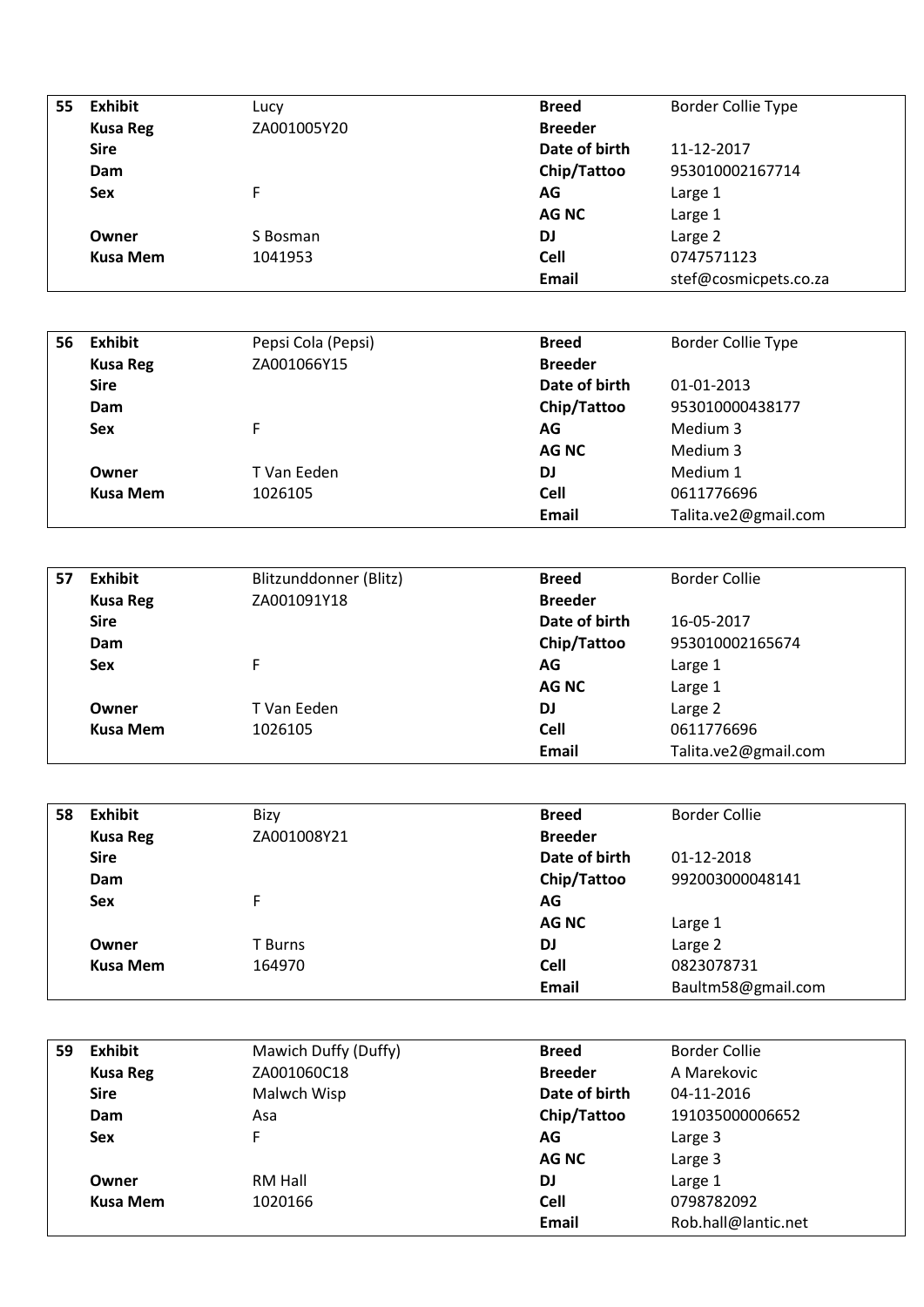| 55 | Exhibit | Lucy | Breed | Border Collie Type |
|---|---|---|---|---|
| | **Kusa Reg** | ZA001005Y20 | **Breeder** | |
| | **Sire** | | **Date of birth** | 11-12-2017 |
| | **Dam** | | **Chip/Tattoo** | 953010002167714 |
| | **Sex** | F | **AG** | Large 1 |
| | | | **AG NC** | Large 1 |
| | **Owner** | S Bosman | **DJ** | Large 2 |
| | **Kusa Mem** | 1041953 | **Cell** | 0747571123 |
| | | | **Email** | stef@cosmicpets.co.za |

| 56 | Exhibit | Pepsi Cola (Pepsi) | Breed | Border Collie Type |
|---|---|---|---|---|
| | **Kusa Reg** | ZA001066Y15 | **Breeder** | |
| | **Sire** | | **Date of birth** | 01-01-2013 |
| | **Dam** | | **Chip/Tattoo** | 953010000438177 |
| | **Sex** | F | **AG** | Medium 3 |
| | | | **AG NC** | Medium 3 |
| | **Owner** | T Van Eeden | **DJ** | Medium 1 |
| | **Kusa Mem** | 1026105 | **Cell** | 0611776696 |
| | | | **Email** | Talita.ve2@gmail.com |

| 57 | Exhibit | Blitzunddonner (Blitz) | Breed | Border Collie |
|---|---|---|---|---|
| | **Kusa Reg** | ZA001091Y18 | **Breeder** | |
| | **Sire** | | **Date of birth** | 16-05-2017 |
| | **Dam** | | **Chip/Tattoo** | 953010002165674 |
| | **Sex** | F | **AG** | Large 1 |
| | | | **AG NC** | Large 1 |
| | **Owner** | T Van Eeden | **DJ** | Large 2 |
| | **Kusa Mem** | 1026105 | **Cell** | 0611776696 |
| | | | **Email** | Talita.ve2@gmail.com |

| 58 | Exhibit | Bizy | Breed | Border Collie |
|---|---|---|---|---|
| | **Kusa Reg** | ZA001008Y21 | **Breeder** | |
| | **Sire** | | **Date of birth** | 01-12-2018 |
| | **Dam** | | **Chip/Tattoo** | 992003000048141 |
| | **Sex** | F | **AG** | |
| | | | **AG NC** | Large 1 |
| | **Owner** | T Burns | **DJ** | Large 2 |
| | **Kusa Mem** | 164970 | **Cell** | 0823078731 |
| | | | **Email** | Baultm58@gmail.com |

| 59 | Exhibit | Mawich Duffy (Duffy) | Breed | Border Collie |
|---|---|---|---|---|
| | **Kusa Reg** | ZA001060C18 | **Breeder** | A Marekovic |
| | **Sire** | Malwch Wisp | **Date of birth** | 04-11-2016 |
| | **Dam** | Asa | **Chip/Tattoo** | 191035000006652 |
| | **Sex** | F | **AG** | Large 3 |
| | | | **AG NC** | Large 3 |
| | **Owner** | RM Hall | **DJ** | Large 1 |
| | **Kusa Mem** | 1020166 | **Cell** | 0798782092 |
| | | | **Email** | Rob.hall@lantic.net |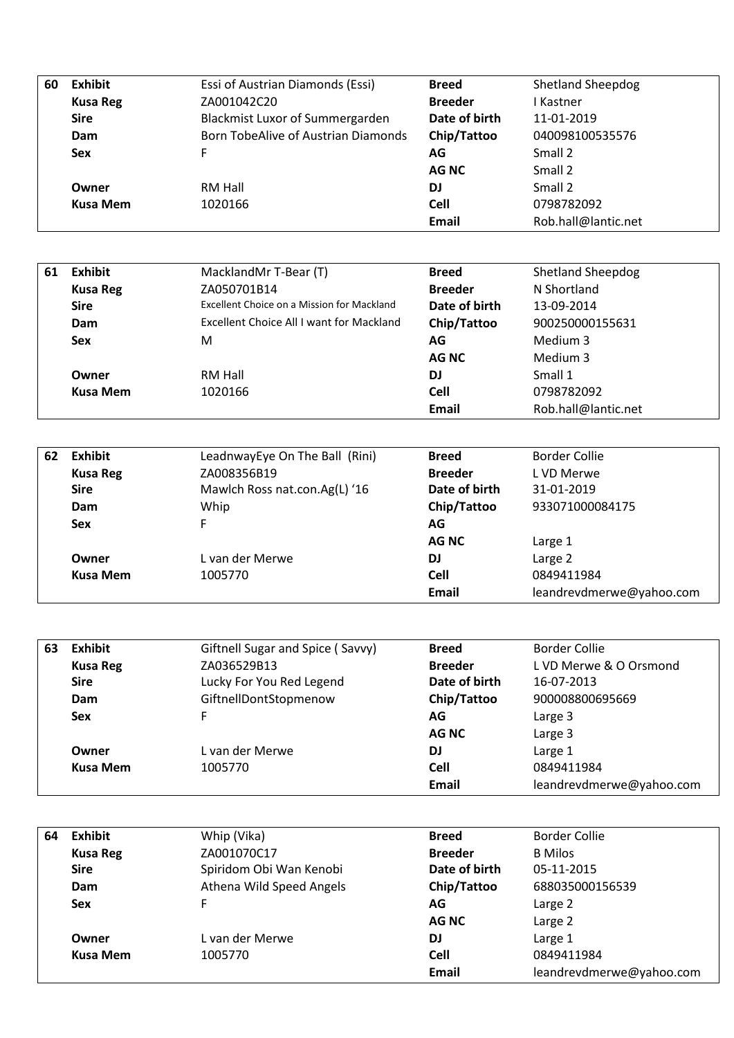| 60 | Exhibit | Essi of Austrian Diamonds (Essi) | Breed | Shetland Sheepdog |
|---|---|---|---|---|
| | Kusa Reg | ZA001042C20 | Breeder | I Kastner |
| | Sire | Blackmist Luxor of Summergarden | Date of birth | 11-01-2019 |
| | Dam | Born TobeAlive of Austrian Diamonds | Chip/Tattoo | 040098100535576 |
| | Sex | F | AG | Small 2 |
| | | | AG NC | Small 2 |
| | Owner | RM Hall | DJ | Small 2 |
| | Kusa Mem | 1020166 | Cell | 0798782092 |
| | | | Email | Rob.hall@lantic.net |

| 61 | Exhibit | MacklandMr T-Bear (T) | Breed | Shetland Sheepdog |
|---|---|---|---|---|
| | Kusa Reg | ZA050701B14 | Breeder | N Shortland |
| | Sire | Excellent Choice on a Mission for Mackland | Date of birth | 13-09-2014 |
| | Dam | Excellent Choice All I want for Mackland | Chip/Tattoo | 900250000155631 |
| | Sex | M | AG | Medium 3 |
| | | | AG NC | Medium 3 |
| | Owner | RM Hall | DJ | Small 1 |
| | Kusa Mem | 1020166 | Cell | 0798782092 |
| | | | Email | Rob.hall@lantic.net |

| 62 | Exhibit | LeadnwayEye On The Ball (Rini) | Breed | Border Collie |
|---|---|---|---|---|
| | Kusa Reg | ZA008356B19 | Breeder | L VD Merwe |
| | Sire | Mawlch Ross nat.con.Ag(L) '16 | Date of birth | 31-01-2019 |
| | Dam | Whip | Chip/Tattoo | 933071000084175 |
| | Sex | F | AG | |
| | | | AG NC | Large 1 |
| | Owner | L van der Merwe | DJ | Large 2 |
| | Kusa Mem | 1005770 | Cell | 0849411984 |
| | | | Email | leandrevdmerwe@yahoo.com |

| 63 | Exhibit | Giftnell Sugar and Spice ( Savvy) | Breed | Border Collie |
|---|---|---|---|---|
| | Kusa Reg | ZA036529B13 | Breeder | L VD Merwe & O Orsmond |
| | Sire | Lucky For You Red Legend | Date of birth | 16-07-2013 |
| | Dam | GiftnellDontStopmenow | Chip/Tattoo | 900008800695669 |
| | Sex | F | AG | Large 3 |
| | | | AG NC | Large 3 |
| | Owner | L van der Merwe | DJ | Large 1 |
| | Kusa Mem | 1005770 | Cell | 0849411984 |
| | | | Email | leandrevdmerwe@yahoo.com |

| 64 | Exhibit | Whip (Vika) | Breed | Border Collie |
|---|---|---|---|---|
| | Kusa Reg | ZA001070C17 | Breeder | B Milos |
| | Sire | Spiridom Obi Wan Kenobi | Date of birth | 05-11-2015 |
| | Dam | Athena Wild Speed Angels | Chip/Tattoo | 688035000156539 |
| | Sex | F | AG | Large 2 |
| | | | AG NC | Large 2 |
| | Owner | L van der Merwe | DJ | Large 1 |
| | Kusa Mem | 1005770 | Cell | 0849411984 |
| | | | Email | leandrevdmerwe@yahoo.com |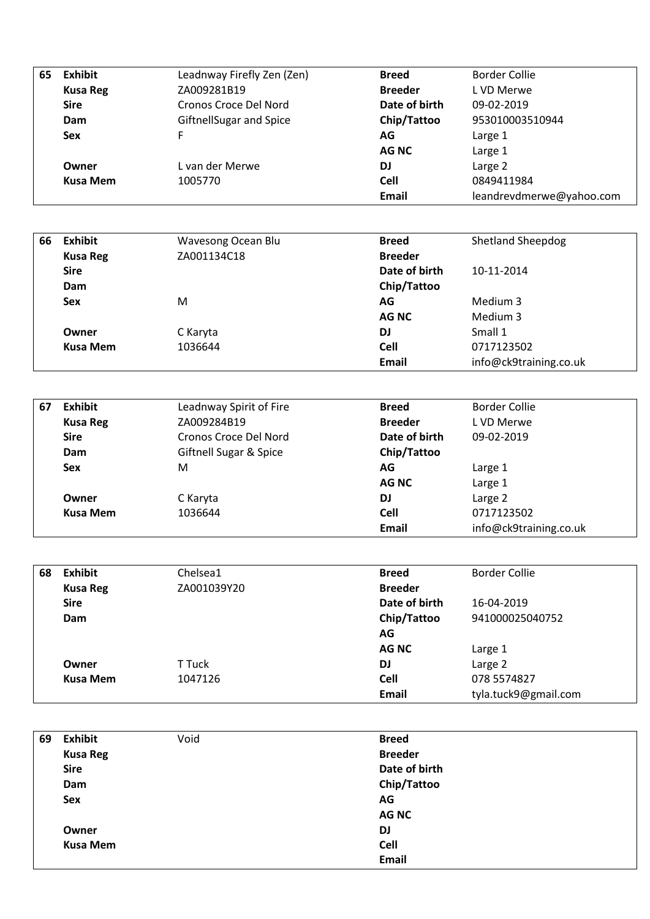| 65 | Exhibit | Leadnway Firefly Zen (Zen) | Breed | Border Collie |
|---|---|---|---|---|
| | **Kusa Reg** | ZA009281B19 | **Breeder** | L VD Merwe |
| | **Sire** | Cronos Croce Del Nord | **Date of birth** | 09-02-2019 |
| | **Dam** | GiftnellSugar and Spice | **Chip/Tattoo** | 953010003510944 |
| | **Sex** | F | **AG** | Large 1 |
| | | | **AG NC** | Large 1 |
| | **Owner** | L van der Merwe | **DJ** | Large 2 |
| | **Kusa Mem** | 1005770 | **Cell** | 0849411984 |
| | | | **Email** | leandrevdmerwe@yahoo.com |

| 66 | Exhibit | Wavesong Ocean Blu | Breed | Shetland Sheepdog |
|---|---|---|---|---|
| | **Kusa Reg** | ZA001134C18 | **Breeder** | |
| | **Sire** | | **Date of birth** | 10-11-2014 |
| | **Dam** | | **Chip/Tattoo** | |
| | **Sex** | M | **AG** | Medium 3 |
| | | | **AG NC** | Medium 3 |
| | **Owner** | C Karyta | **DJ** | Small 1 |
| | **Kusa Mem** | 1036644 | **Cell** | 0717123502 |
| | | | **Email** | info@ck9training.co.uk |

| 67 | Exhibit | Leadnway Spirit of Fire | Breed | Border Collie |
|---|---|---|---|---|
| | **Kusa Reg** | ZA009284B19 | **Breeder** | L VD Merwe |
| | **Sire** | Cronos Croce Del Nord | **Date of birth** | 09-02-2019 |
| | **Dam** | Giftnell Sugar & Spice | **Chip/Tattoo** | |
| | **Sex** | M | **AG** | Large 1 |
| | | | **AG NC** | Large 1 |
| | **Owner** | C Karyta | **DJ** | Large 2 |
| | **Kusa Mem** | 1036644 | **Cell** | 0717123502 |
| | | | **Email** | info@ck9training.co.uk |

| 68 | Exhibit | Chelsea1 | Breed | Border Collie |
|---|---|---|---|---|
| | **Kusa Reg** | ZA001039Y20 | **Breeder** | |
| | **Sire** | | **Date of birth** | 16-04-2019 |
| | **Dam** | | **Chip/Tattoo** | 941000025040752 |
| | | | **AG** | |
| | | | **AG NC** | Large 1 |
| | **Owner** | T Tuck | **DJ** | Large 2 |
| | **Kusa Mem** | 1047126 | **Cell** | 078 5574827 |
| | | | **Email** | tyla.tuck9@gmail.com |

| 69 | Exhibit | Void | Breed | |
|---|---|---|---|---|
| | **Kusa Reg** | | **Breeder** | |
| | **Sire** | | **Date of birth** | |
| | **Dam** | | **Chip/Tattoo** | |
| | **Sex** | | **AG** | |
| | | | **AG NC** | |
| | **Owner** | | **DJ** | |
| | **Kusa Mem** | | **Cell** | |
| | | | **Email** | |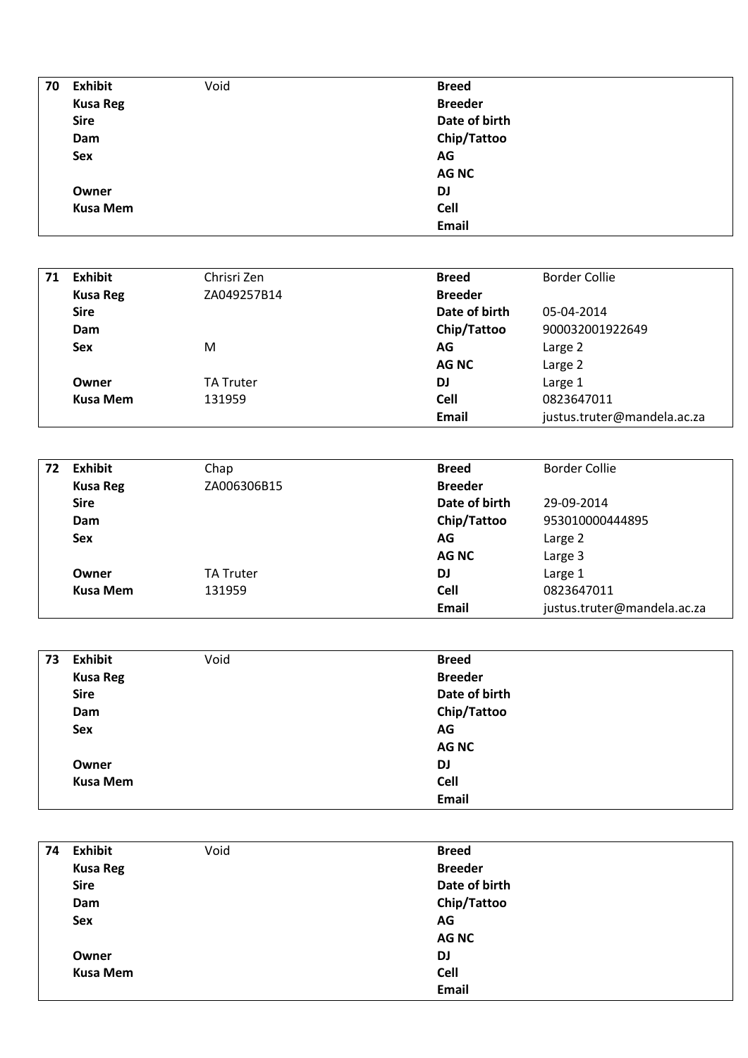| 70 | Exhibit | Void | Breed | |
|---|---|---|---|---|
| | Kusa Reg | | Breeder | |
| | Sire | | Date of birth | |
| | Dam | | Chip/Tattoo | |
| | Sex | | AG | |
| | | | AG NC | |
| | Owner | | DJ | |
| | Kusa Mem | | Cell | |
| | | | Email | |

| 71 | Exhibit | Chrisri Zen | Breed | Border Collie |
|---|---|---|---|---|
| | Kusa Reg | ZA049257B14 | Breeder | |
| | Sire | | Date of birth | 05-04-2014 |
| | Dam | | Chip/Tattoo | 900032001922649 |
| | Sex | M | AG | Large 2 |
| | | | AG NC | Large 2 |
| | Owner | TA Truter | DJ | Large 1 |
| | Kusa Mem | 131959 | Cell | 0823647011 |
| | | | Email | justus.truter@mandela.ac.za |

| 72 | Exhibit | Chap | Breed | Border Collie |
|---|---|---|---|---|
| | Kusa Reg | ZA006306B15 | Breeder | |
| | Sire | | Date of birth | 29-09-2014 |
| | Dam | | Chip/Tattoo | 953010000444895 |
| | Sex | | AG | Large 2 |
| | | | AG NC | Large 3 |
| | Owner | TA Truter | DJ | Large 1 |
| | Kusa Mem | 131959 | Cell | 0823647011 |
| | | | Email | justus.truter@mandela.ac.za |

| 73 | Exhibit | Void | Breed | |
|---|---|---|---|---|
| | Kusa Reg | | Breeder | |
| | Sire | | Date of birth | |
| | Dam | | Chip/Tattoo | |
| | Sex | | AG | |
| | | | AG NC | |
| | Owner | | DJ | |
| | Kusa Mem | | Cell | |
| | | | Email | |

| 74 | Exhibit | Void | Breed | |
|---|---|---|---|---|
| | Kusa Reg | | Breeder | |
| | Sire | | Date of birth | |
| | Dam | | Chip/Tattoo | |
| | Sex | | AG | |
| | | | AG NC | |
| | Owner | | DJ | |
| | Kusa Mem | | Cell | |
| | | | Email | |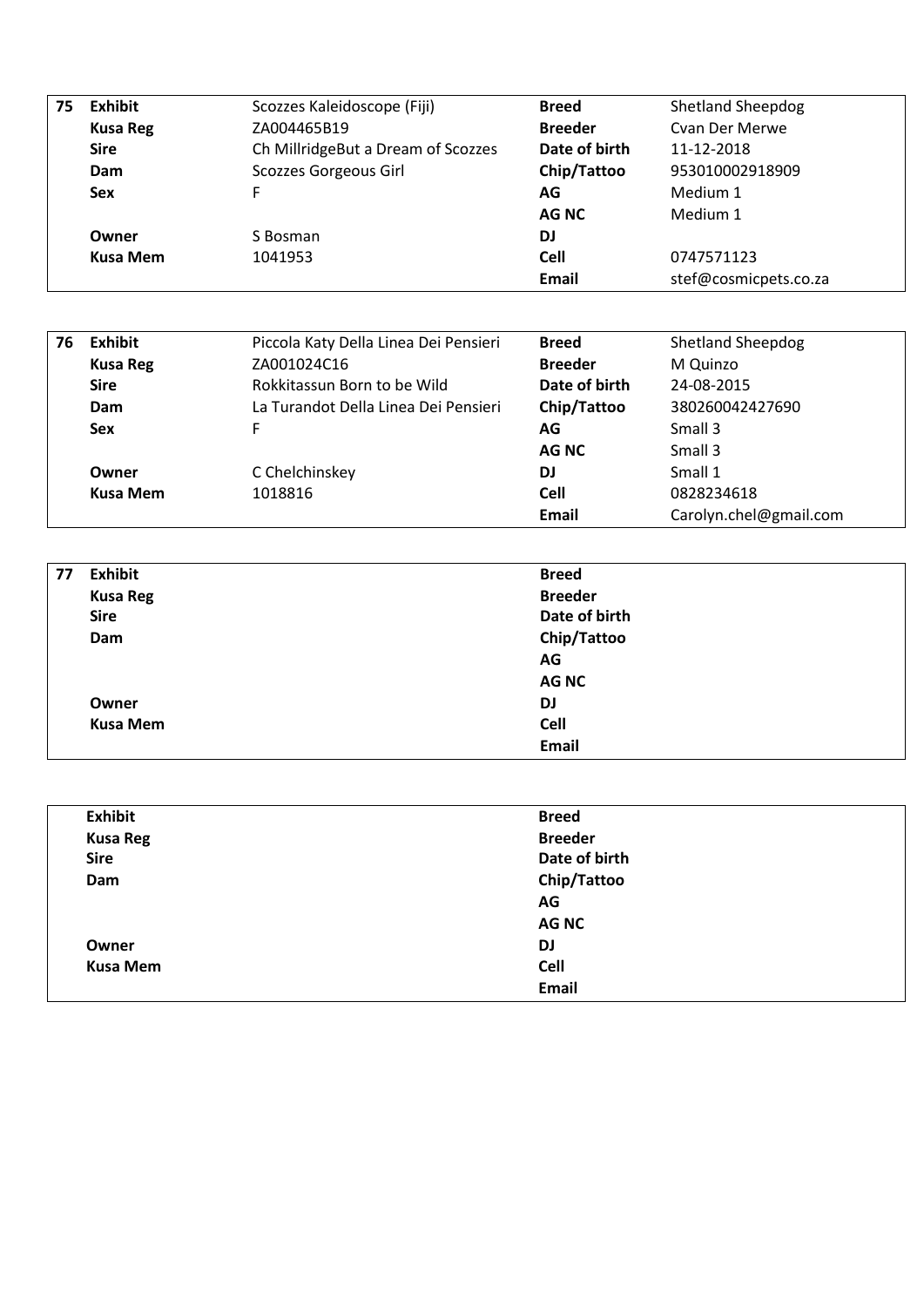| 75 | Exhibit | Scozzes Kaleidoscope (Fiji) | Breed | Shetland Sheepdog |
|---|---|---|---|---|
| | Kusa Reg | ZA004465B19 | Breeder | Cvan Der Merwe |
| | Sire | Ch MillridgeBut a Dream of Scozzes | Date of birth | 11-12-2018 |
| | Dam | Scozzes Gorgeous Girl | Chip/Tattoo | 953010002918909 |
| | Sex | F | AG | Medium 1 |
| | | | AG NC | Medium 1 |
| | Owner | S Bosman | DJ | |
| | Kusa Mem | 1041953 | Cell | 0747571123 |
| | | | Email | stef@cosmicpets.co.za |

| 76 | Exhibit | Piccola Katy Della Linea Dei Pensieri | Breed | Shetland Sheepdog |
|---|---|---|---|---|
| | Kusa Reg | ZA001024C16 | Breeder | M Quinzo |
| | Sire | Rokkitassun Born to be Wild | Date of birth | 24-08-2015 |
| | Dam | La Turandot Della Linea Dei Pensieri | Chip/Tattoo | 380260042427690 |
| | Sex | F | AG | Small 3 |
| | | | AG NC | Small 3 |
| | Owner | C Chelchinskey | DJ | Small 1 |
| | Kusa Mem | 1018816 | Cell | 0828234618 |
| | | | Email | Carolyn.chel@gmail.com |

| 77 | Exhibit | | Breed | |
|---|---|---|---|---|
| | Kusa Reg | | Breeder | |
| | Sire | | Date of birth | |
| | Dam | | Chip/Tattoo | |
| | | | AG | |
| | | | AG NC | |
| | Owner | | DJ | |
| | Kusa Mem | | Cell | |
| | | | Email | |

| | Exhibit | | Breed | |
|---|---|---|---|---|
| | Kusa Reg | | Breeder | |
| | Sire | | Date of birth | |
| | Dam | | Chip/Tattoo | |
| | | | AG | |
| | | | AG NC | |
| | Owner | | DJ | |
| | Kusa Mem | | Cell | |
| | | | Email | |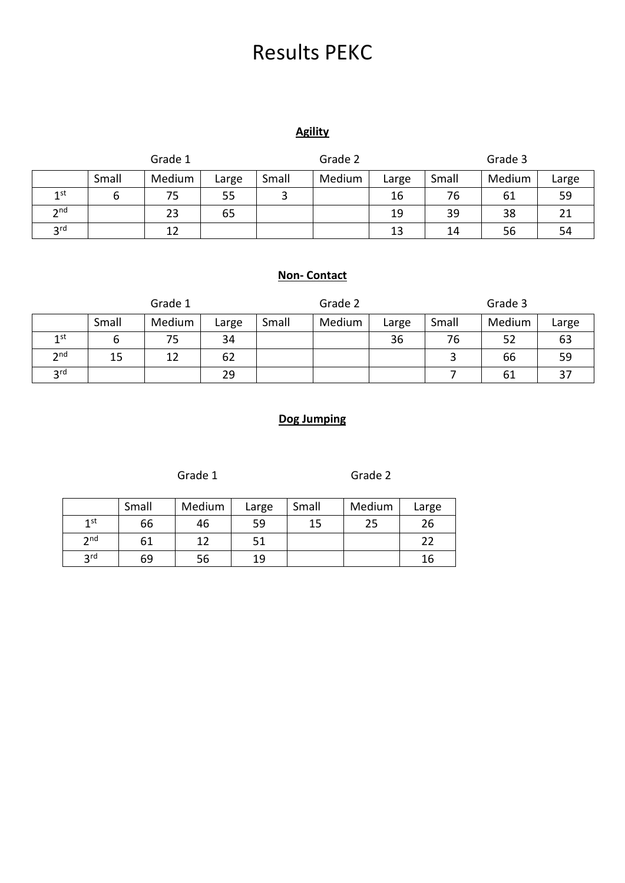# Results PEKC

## **Agility**

| | Grade 1 | | | Grade 2 | | | Grade 3 | | |
|---|---|---|---|---|---|---|---|---|---|
| | Small | Medium | Large | Small | Medium | Large | Small | Medium | Large |
| 1st | 6 | 75 | 55 | 3 | | 16 | 76 | 61 | 59 |
| 2nd | | 23 | 65 | | | 19 | 39 | 38 | 21 |
| 3rd | | 12 | | | | 13 | 14 | 56 | 54 |

## **Non- Contact**

| | Grade 1 | | | Grade 2 | | | Grade 3 | | |
|---|---|---|---|---|---|---|---|---|---|
| | Small | Medium | Large | Small | Medium | Large | Small | Medium | Large |
| 1st | 6 | 75 | 34 | | | 36 | 76 | 52 | 63 |
| 2nd | 15 | 12 | 62 | | | | 3 | 66 | 59 |
| 3rd | | | 29 | | | | 7 | 61 | 37 |

## **Dog Jumping**

| | Grade 1 | | | Grade 2 | | |
|---|---|---|---|---|---|---|
| | Small | Medium | Large | Small | Medium | Large |
| 1st | 66 | 46 | 59 | 15 | 25 | 26 |
| 2nd | 61 | 12 | 51 | | | 22 |
| 3rd | 69 | 56 | 19 | | | 16 |